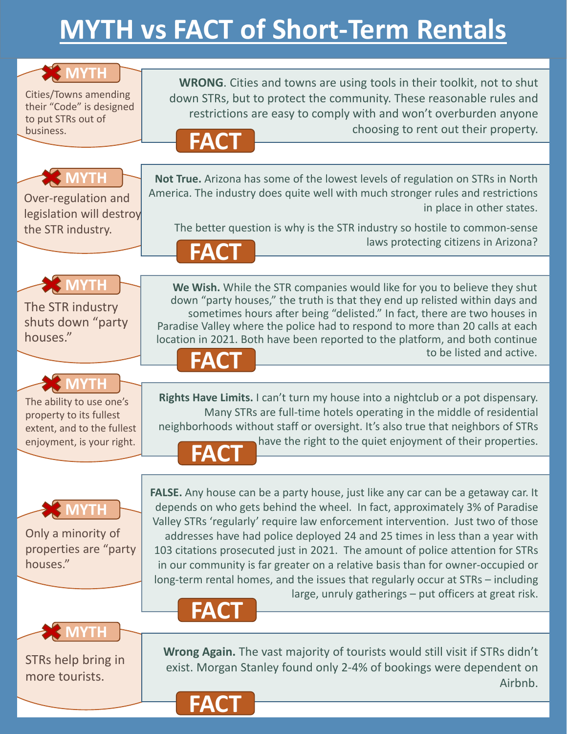# MYTH vs FACT of Short-Term Rentals

**MYTH**

Cities/Towns amending their "Code" is designed to put STRs out of business.

**FACT**

**WRONG**. Cities and towns are using tools in their toolkit, not to shut down STRs, but to protect the community. These reasonable rules and restrictions are easy to comply with and won't overburden anyone choosing to rent out their property.

**MYTH**

Over-regulation and legislation will destroy the STR industry.

**FACT**

**Not True.** Arizona has some of the lowest levels of regulation on STRs in North America. The industry does quite well with much stronger rules and restrictions in place in other states.

The better question is why is the STR industry so hostile to common-sense laws protecting citizens in Arizona?

**MYTH**

The STR industry shuts down "party houses."

**FACT**

**We Wish.** While the STR companies would like for you to believe they shut down "party houses," the truth is that they end up relisted within days and sometimes hours after being "delisted." In fact, there are two houses in Paradise Valley where the police had to respond to more than 20 calls at each location in 2021. Both have been reported to the platform, and both continue to be listed and active.

**MYTH**

The ability to use one's property to its fullest extent, and to the fullest enjoyment, is your right.

**FACT**

**Rights Have Limits.** I can't turn my house into a nightclub or a pot dispensary. Many STRs are full-time hotels operating in the middle of residential neighborhoods without staff or oversight. It's also true that neighbors of STRs have the right to the quiet enjoyment of their properties.

**MYTH**

Only a minority of properties are "party houses."

**FACT**

**FALSE.** Any house can be a party house, just like any car can be a getaway car. It depends on who gets behind the wheel. In fact, approximately 3% of Paradise Valley STRs 'regularly' require law enforcement intervention. Just two of those addresses have had police deployed 24 and 25 times in less than a year with 103 citations prosecuted just in 2021. The amount of police attention for STRs in our community is far greater on a relative basis than for owner-occupied or long-term rental homes, and the issues that regularly occur at STRs – including large, unruly gatherings – put officers at great risk.

**MYTH**

STRs help bring in more tourists.

**FACT**

**Wrong Again.** The vast majority of tourists would still visit if STRs didn't exist. Morgan Stanley found only 2-4% of bookings were dependent on Airbnb.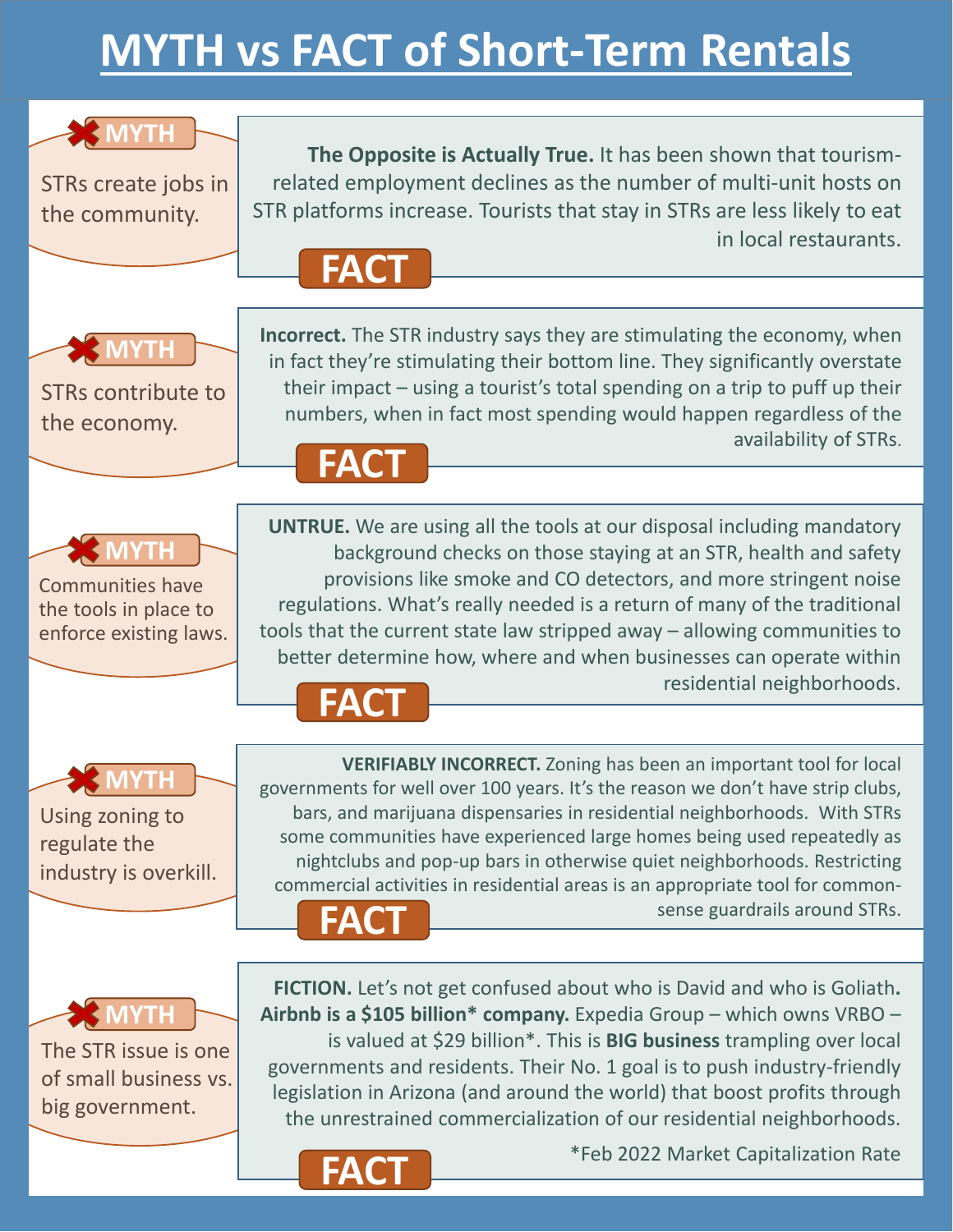# MYTH vs FACT of Short-Term Rentals

**MYTH**

STRs create jobs in the community.

**FACT**

**The Opposite is Actually True.** It has been shown that tourism-related employment declines as the number of multi-unit hosts on STR platforms increase. Tourists that stay in STRs are less likely to eat in local restaurants.

**MYTH**

STRs contribute to the economy.

**FACT**

**Incorrect.** The STR industry says they are stimulating the economy, when in fact they're stimulating their bottom line. They significantly overstate their impact – using a tourist's total spending on a trip to puff up their numbers, when in fact most spending would happen regardless of the availability of STRs.

**MYTH**

Communities have the tools in place to enforce existing laws.

**FACT**

**UNTRUE.** We are using all the tools at our disposal including mandatory background checks on those staying at an STR, health and safety provisions like smoke and CO detectors, and more stringent noise regulations. What's really needed is a return of many of the traditional tools that the current state law stripped away – allowing communities to better determine how, where and when businesses can operate within residential neighborhoods.

**MYTH**

Using zoning to regulate the industry is overkill.

**FACT**

**VERIFIABLY INCORRECT.** Zoning has been an important tool for local governments for well over 100 years. It's the reason we don't have strip clubs, bars, and marijuana dispensaries in residential neighborhoods. With STRs some communities have experienced large homes being used repeatedly as nightclubs and pop-up bars in otherwise quiet neighborhoods. Restricting commercial activities in residential areas is an appropriate tool for common-sense guardrails around STRs.

**MYTH**

The STR issue is one of small business vs. big government.

**FACT**

**FICTION.** Let's not get confused about who is David and who is Goliath. **Airbnb is a $105 billion* company.** Expedia Group – which owns VRBO – is valued at $29 billion*. This is **BIG business** trampling over local governments and residents. Their No. 1 goal is to push industry-friendly legislation in Arizona (and around the world) that boost profits through the unrestrained commercialization of our residential neighborhoods.

*Feb 2022 Market Capitalization Rate